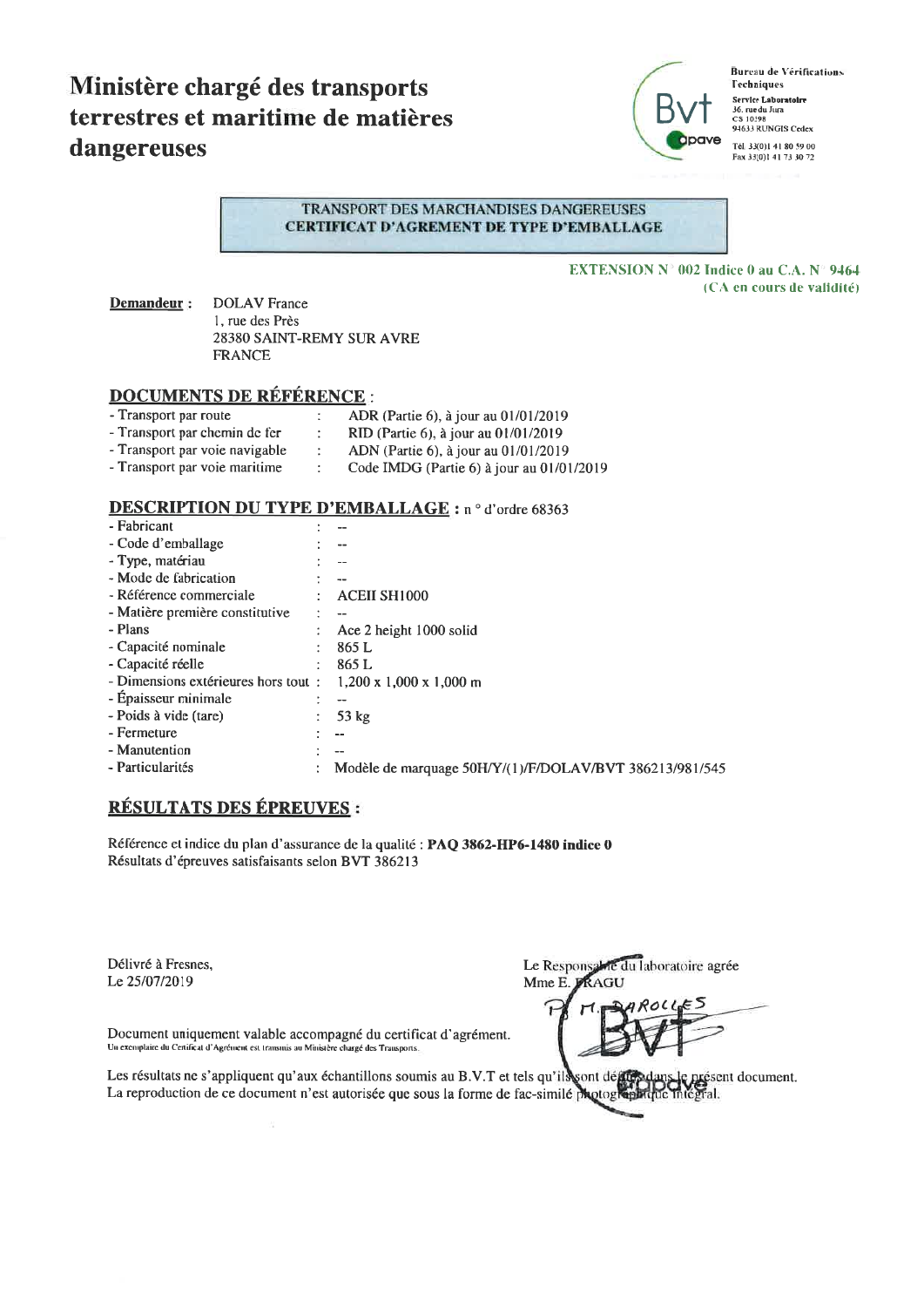# Ministère chargé des transports terrestres et maritime de matières dangereuses

Bureau de Vérifications Techniques
Service Laboratoire
36, rue du Jura
CS 10298
94633 RUNGIS Cedex
Tél 33(0)1 41 80 59 00
Fax 33(0)1 41 73 30 72

**TRANSPORT DES MARCHANDISES DANGEREUSES**
**CERTIFICAT D'AGRÉMENT DE TYPE D'EMBALLAGE**

**EXTENSION N° 002 Indice 0 au C.A. N° 9464**
**(CA en cours de validité)**

**Demandeur :** DOLAV France
1, rue des Près
28380 SAINT-REMY SUR AVRE
FRANCE

## DOCUMENTS DE RÉFÉRENCE :

| | | |
|---|---|---|
| - Transport par route | : | ADR (Partie 6), à jour au 01/01/2019 |
| - Transport par chemin de fer | : | RID (Partie 6), à jour au 01/01/2019 |
| - Transport par voie navigable | : | ADN (Partie 6), à jour au 01/01/2019 |
| - Transport par voie maritime | : | Code IMDG (Partie 6) à jour au 01/01/2019 |

## DESCRIPTION DU TYPE D'EMBALLAGE : n° d'ordre 68363

| | | |
|---|---|---|
| - Fabricant | : | -- |
| - Code d'emballage | : | -- |
| - Type, matériau | : | -- |
| - Mode de fabrication | : | -- |
| - Référence commerciale | : | ACEII SH1000 |
| - Matière première constitutive | : | -- |
| - Plans | : | Ace 2 height 1000 solid |
| - Capacité nominale | : | 865 L |
| - Capacité réelle | : | 865 L |
| - Dimensions extérieures hors tout | : | 1,200 x 1,000 x 1,000 m |
| - Épaisseur minimale | : | -- |
| - Poids à vide (tare) | : | 53 kg |
| - Fermeture | : | -- |
| - Manutention | : | -- |
| - Particularités | : | Modèle de marquage 50H/Y/(1)/F/DOLAV/BVT 386213/981/545 |

## RÉSULTATS DES ÉPREUVES :

Référence et indice du plan d'assurance de la qualité : **PAQ 3862-HP6-1480 indice 0**
Résultats d'épreuves satisfaisants selon BVT 386213

Délivré à Fresnes,
Le 25/07/2019

Le Responsable du laboratoire agrée
Mme E. FRAGU
P/ M. DAROLLES

Document uniquement valable accompagné du certificat d'agrément.
Un exemplaire du Certificat d'Agrément est transmis au Ministère chargé des Transports.

Les résultats ne s'appliquent qu'aux échantillons soumis au B.V.T et tels qu'ils sont définis dans le présent document.
La reproduction de ce document n'est autorisée que sous la forme de fac-similé photographique intégral.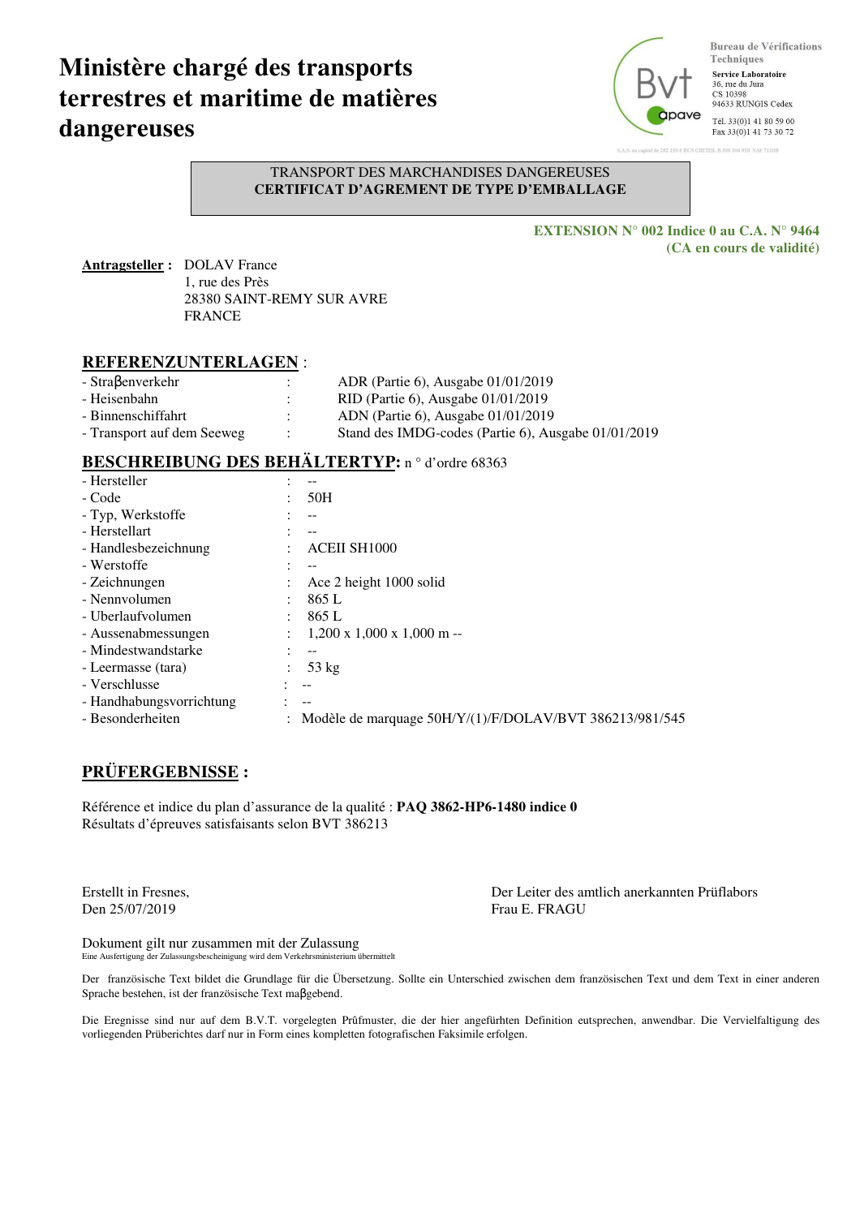# Ministère chargé des transports terrestres et maritime de matières dangereuses

Bureau de Vérifications Techniques
**Service Laboratoire**
36, rue du Jura
CS 10398
94633 RUNGIS Cedex
Tél. 33(0)1 41 80 59 00
Fax 33(0)1 41 73 30 72

S.A.S. au capital de 282 150 € RCS CRETEIL B 309 390 910 NAF 7120B

TRANSPORT DES MARCHANDISES DANGEREUSES
**CERTIFICAT D'AGREMENT DE TYPE D'EMBALLAGE**

**EXTENSION N° 002 Indice 0 au C.A. N° 9464**
**(CA en cours de validité)**

**Antragsteller :** DOLAV France
1, rue des Près
28380 SAINT-REMY SUR AVRE
FRANCE

## REFERENZUNTERLAGEN :

| | | |
|---|---|---|
| - Straβenverkehr | : | ADR (Partie 6), Ausgabe 01/01/2019 |
| - Heisenbahn | : | RID (Partie 6), Ausgabe 01/01/2019 |
| - Binnenschiffahrt | : | ADN (Partie 6), Ausgabe 01/01/2019 |
| - Transport auf dem Seeweg | : | Stand des IMDG-codes (Partie 6), Ausgabe 01/01/2019 |

## BESCHREIBUNG DES BEHÄLTERTYP: n ° d'ordre 68363

| | | |
|---|---|---|
| - Hersteller | : | -- |
| - Code | : | 50H |
| - Typ, Werkstoffe | : | -- |
| - Herstellart | : | -- |
| - Handlesbezeichnung | : | ACEII SH1000 |
| - Werstoffe | : | -- |
| - Zeichnungen | : | Ace 2 height 1000 solid |
| - Nennvolumen | : | 865 L |
| - Uberlaufvolumen | : | 865 L |
| - Aussenabmessungen | : | 1,200 x 1,000 x 1,000 m -- |
| - Mindestwandstarke | : | -- |
| - Leermasse (tara) | : | 53 kg |
| - Verschlusse | : | -- |
| - Handhabungsvorrichtung | : | -- |
| - Besonderheiten | : | Modèle de marquage 50H/Y/(1)/F/DOLAV/BVT 386213/981/545 |

## PRÜFERGEBNISSE :

Référence et indice du plan d'assurance de la qualité : **PAQ 3862-HP6-1480 indice 0**
Résultats d'épreuves satisfaisants selon BVT 386213

Erstellt in Fresnes,
Den 25/07/2019

Der Leiter des amtlich anerkannten Prüflabors
Frau E. FRAGU

Dokument gilt nur zusammen mit der Zulassung
Eine Ausfertigung der Zulassungsbescheinigung wird dem Verkehrsministerium übermittelt

Der französische Text bildet die Grundlage für die Übersetzung. Sollte ein Unterschied zwischen dem französischen Text und dem Text in einer anderen Sprache bestehen, ist der französische Text maβgebend.

Die Eregnisse sind nur auf dem B.V.T. vorgelegten Prûfmuster, die der hier angefürhten Definition eutsprechen, anwendbar. Die Vervielfaltigung des vorliegenden Prüberichtes darf nur in Form eines kompletten fotografischen Faksimile erfolgen.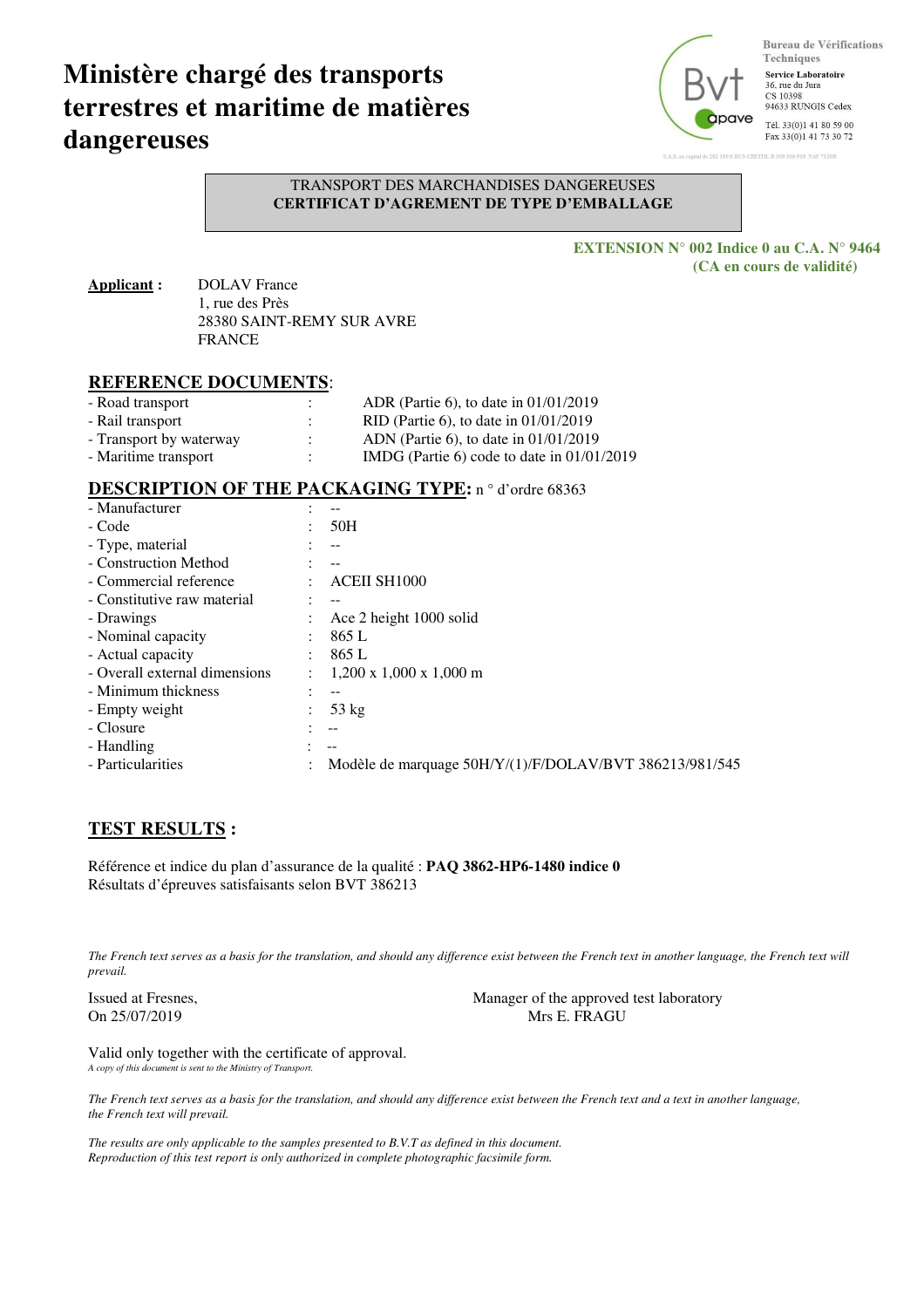# Ministère chargé des transports terrestres et maritime de matières dangereuses

Bureau de Vérifications Techniques
**Service Laboratoire**
36, rue du Jura
CS 10398
94633 RUNGIS Cedex
Tél. 33(0)1 41 80 59 00
Fax 33(0)1 41 73 30 72

TRANSPORT DES MARCHANDISES DANGEREUSES
**CERTIFICAT D'AGREMENT DE TYPE D'EMBALLAGE**

**EXTENSION N° 002 Indice 0 au C.A. N° 9464**
**(CA en cours de validité)**

**Applicant :** DOLAV France
1, rue des Près
28380 SAINT-REMY SUR AVRE
FRANCE

## REFERENCE DOCUMENTS:

| | | |
|---|---|---|
| - Road transport | : | ADR (Partie 6), to date in 01/01/2019 |
| - Rail transport | : | RID (Partie 6), to date in 01/01/2019 |
| - Transport by waterway | : | ADN (Partie 6), to date in 01/01/2019 |
| - Maritime transport | : | IMDG (Partie 6) code to date in 01/01/2019 |

## DESCRIPTION OF THE PACKAGING TYPE: n ° d'ordre 68363

| | | |
|---|---|---|
| - Manufacturer | : | -- |
| - Code | : | 50H |
| - Type, material | : | -- |
| - Construction Method | : | -- |
| - Commercial reference | : | ACEII SH1000 |
| - Constitutive raw material | : | -- |
| - Drawings | : | Ace 2 height 1000 solid |
| - Nominal capacity | : | 865 L |
| - Actual capacity | : | 865 L |
| - Overall external dimensions | : | 1,200 x 1,000 x 1,000 m |
| - Minimum thickness | : | -- |
| - Empty weight | : | 53 kg |
| - Closure | : | -- |
| - Handling | : | -- |
| - Particularities | : | Modèle de marquage 50H/Y/(1)/F/DOLAV/BVT 386213/981/545 |

## TEST RESULTS :

Référence et indice du plan d'assurance de la qualité : **PAQ 3862-HP6-1480 indice 0**
Résultats d'épreuves satisfaisants selon BVT 386213

*The French text serves as a basis for the translation, and should any difference exist between the French text in another language, the French text will prevail.*

Issued at Fresnes,
On 25/07/2019

Manager of the approved test laboratory
Mrs E. FRAGU

Valid only together with the certificate of approval.
*A copy of this document is sent to the Ministry of Transport.*

*The French text serves as a basis for the translation, and should any difference exist between the French text and a text in another language, the French text will prevail.*

*The results are only applicable to the samples presented to B.V.T as defined in this document.*
*Reproduction of this test report is only authorized in complete photographic facsimile form.*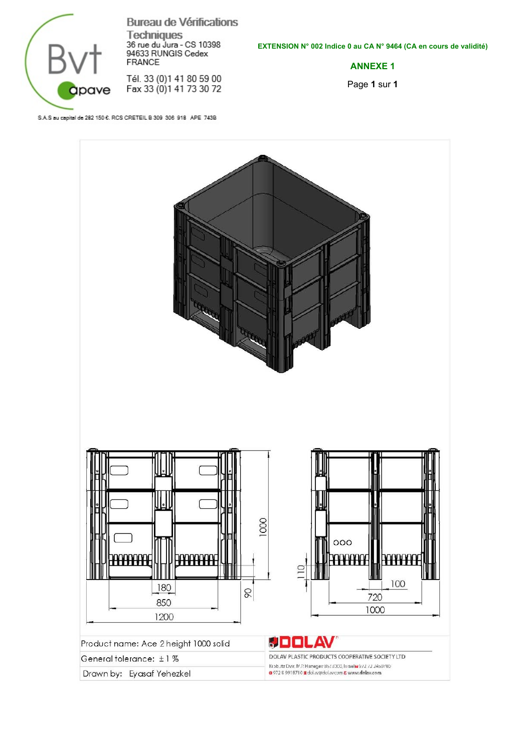Bureau de Vérifications Techniques
36 rue du Jura - CS 10398
94633 RUNGIS Cedex
FRANCE

Tél. 33 (0)1 41 80 59 00
Fax 33 (0)1 41 73 30 72

S.A.S au capital de 282 150 €. RCS CRETEIL B 309 306 918 APE 743B

**EXTENSION N° 002 Indice 0 au CA N° 9464 (CA en cours de validité)**

## ANNEXE 1

Page **1** sur **1**

1000
110
180
850
1200
90
100
720
1000

Product name: Ace 2 height 1000 solid

General tolerance: ±1 %

Drawn by: Eyasaf Yehezkel

DOLAV

DOLAV PLASTIC PRODUCTS COOPERATIVE SOCIETY LTD